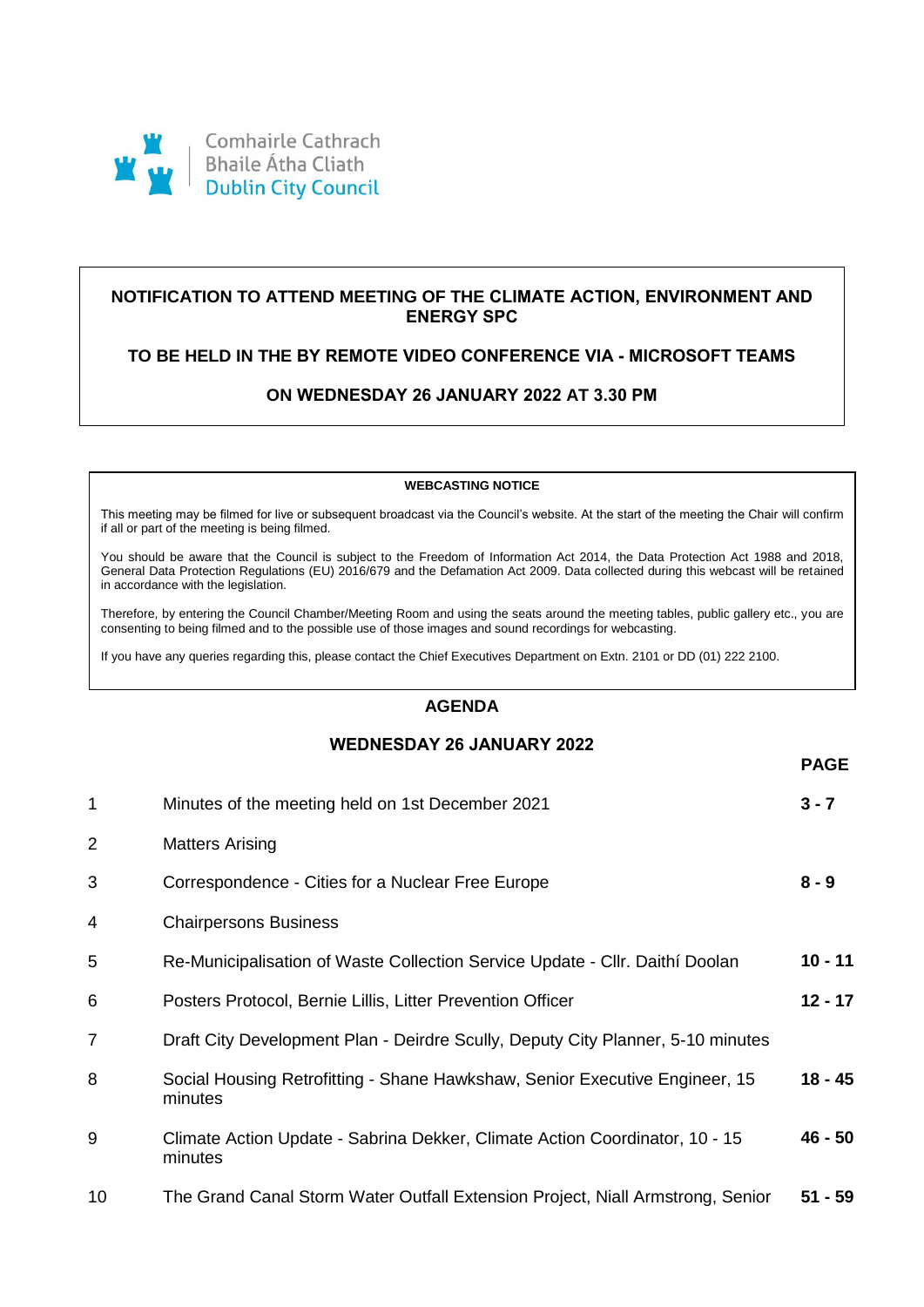Comhairle Cathrach
Bhaile Átha Cliath
Dublin City Council

**NOTIFICATION TO ATTEND MEETING OF THE CLIMATE ACTION, ENVIRONMENT AND ENERGY SPC**

**TO BE HELD IN THE BY REMOTE VIDEO CONFERENCE VIA - MICROSOFT TEAMS**

**ON WEDNESDAY 26 JANUARY 2022 AT 3.30 PM**

**WEBCASTING NOTICE**

This meeting may be filmed for live or subsequent broadcast via the Council's website. At the start of the meeting the Chair will confirm if all or part of the meeting is being filmed.

You should be aware that the Council is subject to the Freedom of Information Act 2014, the Data Protection Act 1988 and 2018, General Data Protection Regulations (EU) 2016/679 and the Defamation Act 2009. Data collected during this webcast will be retained in accordance with the legislation.

Therefore, by entering the Council Chamber/Meeting Room and using the seats around the meeting tables, public gallery etc., you are consenting to being filmed and to the possible use of those images and sound recordings for webcasting.

If you have any queries regarding this, please contact the Chief Executives Department on Extn. 2101 or DD (01) 222 2100.

## AGENDA

**WEDNESDAY 26 JANUARY 2022**

| | | **PAGE** |
|---|---|---|
| 1 | Minutes of the meeting held on 1st December 2021 | **3 - 7** |
| 2 | Matters Arising | |
| 3 | Correspondence - Cities for a Nuclear Free Europe | **8 - 9** |
| 4 | Chairpersons Business | |
| 5 | Re-Municipalisation of Waste Collection Service Update - Cllr. Daithí Doolan | **10 - 11** |
| 6 | Posters Protocol, Bernie Lillis, Litter Prevention Officer | **12 - 17** |
| 7 | Draft City Development Plan - Deirdre Scully, Deputy City Planner, 5-10 minutes | |
| 8 | Social Housing Retrofitting - Shane Hawkshaw, Senior Executive Engineer, 15 minutes | **18 - 45** |
| 9 | Climate Action Update - Sabrina Dekker, Climate Action Coordinator, 10 - 15 minutes | **46 - 50** |
| 10 | The Grand Canal Storm Water Outfall Extension Project, Niall Armstrong, Senior | **51 - 59** |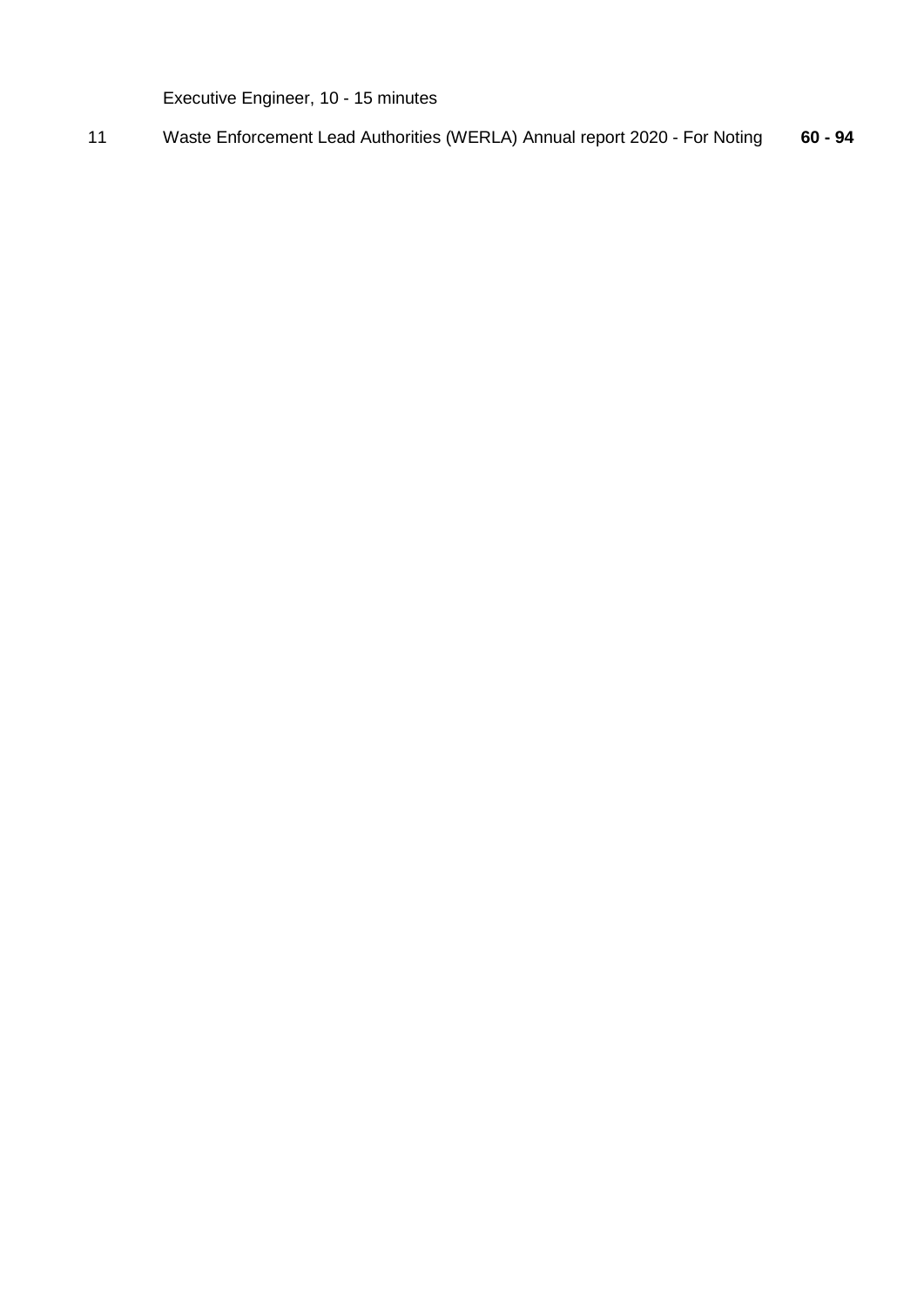Executive Engineer, 10 - 15 minutes

| | | |
|---|---|---|
| 11 | Waste Enforcement Lead Authorities (WERLA) Annual report 2020 - For Noting | **60 - 94** |